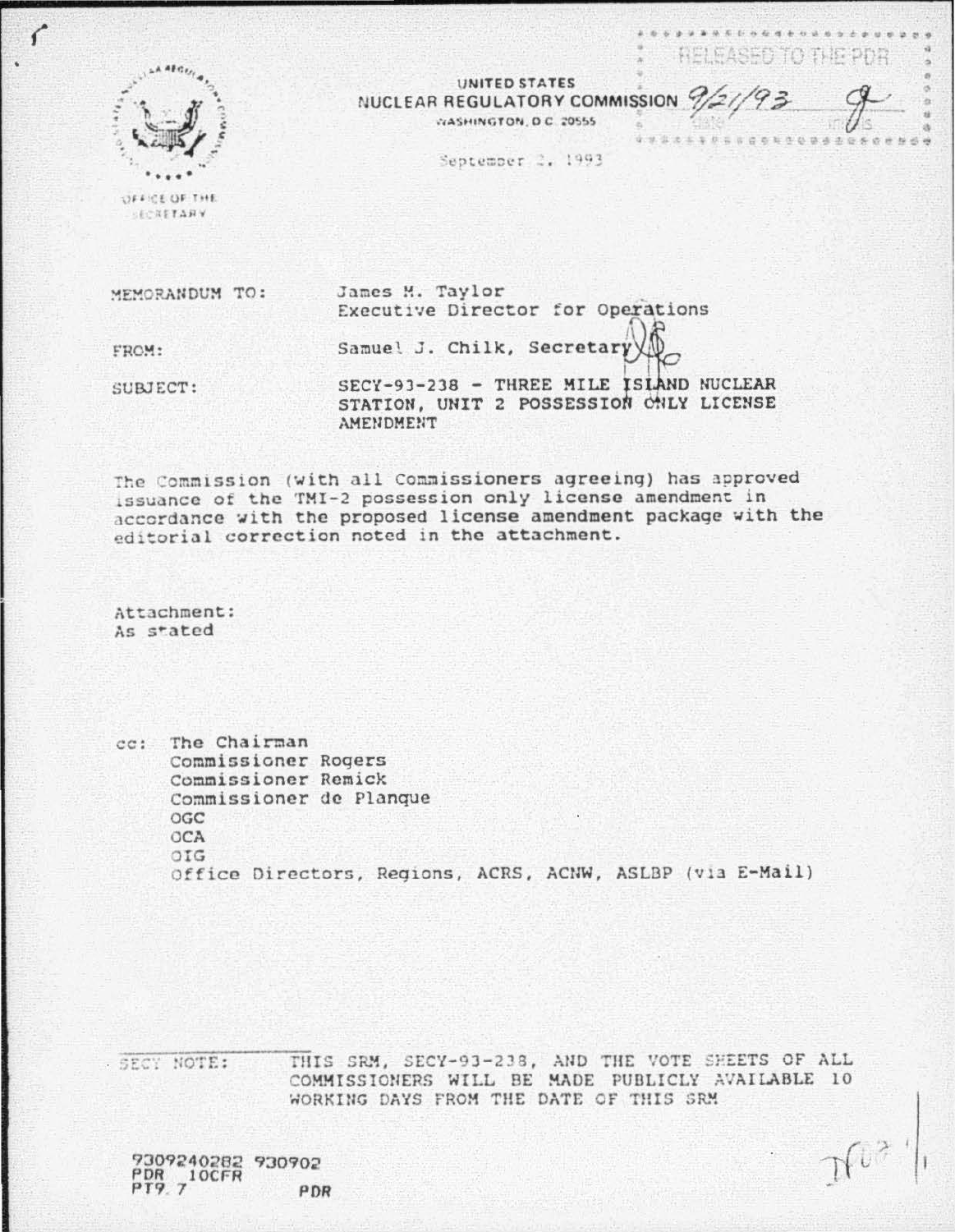UNITED STATES
NUCLEAR REGULATORY COMMISSION
WASHINGTON, D.C. 20555

RELEASED TO THE PDR
9/21/93 — date — initials

OFFICE OF THE SECRETARY

September 2, 1993

MEMORANDUM TO: James M. Taylor
Executive Director for Operations

FROM: Samuel J. Chilk, Secretary

SUBJECT: SECY-93-238 - THREE MILE ISLAND NUCLEAR STATION, UNIT 2 POSSESSION ONLY LICENSE AMENDMENT

The Commission (with all Commissioners agreeing) has approved issuance of the TMI-2 possession only license amendment in accordance with the proposed license amendment package with the editorial correction noted in the attachment.

Attachment:
As stated

cc: The Chairman
Commissioner Rogers
Commissioner Remick
Commissioner de Planque
OGC
OCA
OIG
Office Directors, Regions, ACRS, ACNW, ASLBP (via E-Mail)

SECY NOTE: THIS SRM, SECY-93-238, AND THE VOTE SHEETS OF ALL COMMISSIONERS WILL BE MADE PUBLICLY AVAILABLE 10 WORKING DAYS FROM THE DATE OF THIS SRM

9309240282 930902
PDR 10CFR
PT9.7 PDR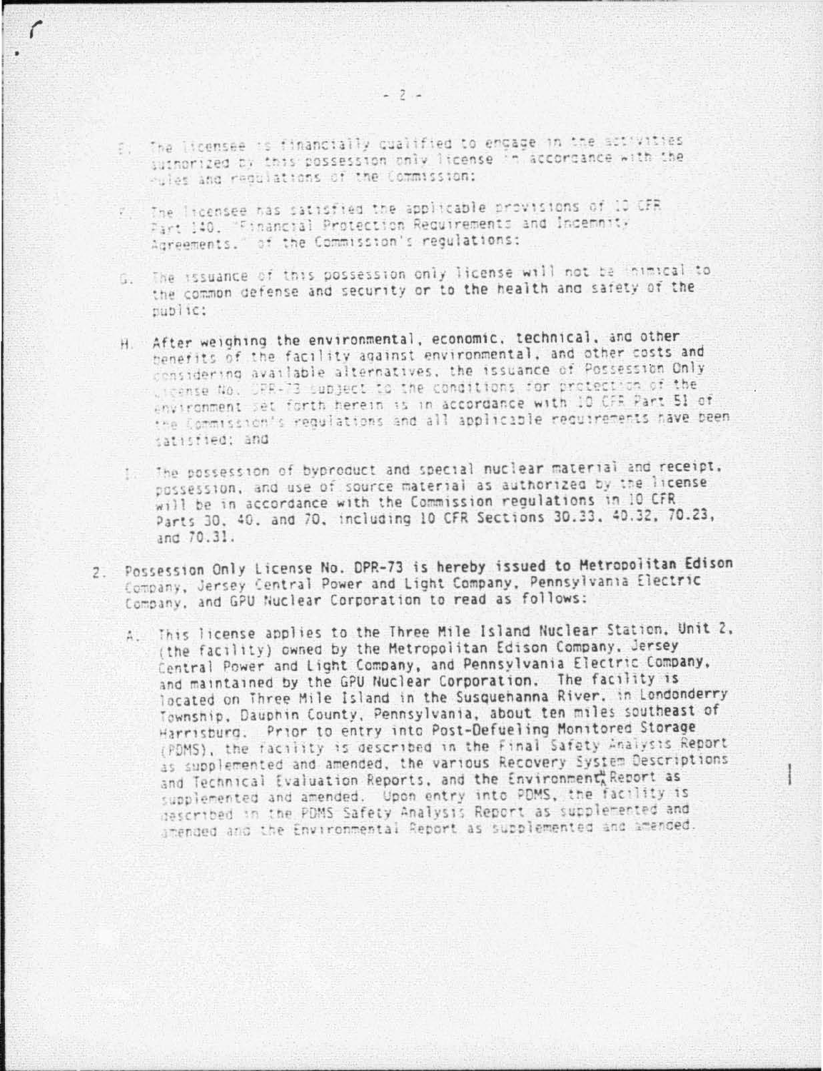E. The licensee is financially qualified to engage in the activities authorized by this possession only license in accordance with the rules and regulations of the Commission;

F. The licensee has satisfied the applicable provisions of 10 CFR Part 140, "Financial Protection Requirements and Indemnity Agreements," of the Commission's regulations;

G. The issuance of this possession only license will not be inimical to the common defense and security or to the health and safety of the public;

H. After weighing the environmental, economic, technical, and other benefits of the facility against environmental, and other costs and considering available alternatives, the issuance of Possession Only License No. DPR-73 subject to the conditions for protection of the environment set forth herein is in accordance with 10 CFR Part 51 of the Commission's regulations and all applicable requirements have been satisfied; and

I. The possession of byproduct and special nuclear material and receipt, possession, and use of source material as authorized by the license will be in accordance with the Commission regulations in 10 CFR Parts 30, 40, and 70, including 10 CFR Sections 30.33, 40.32, 70.23, and 70.31.

2. Possession Only License No. DPR-73 is hereby issued to Metropolitan Edison Company, Jersey Central Power and Light Company, Pennsylvania Electric Company, and GPU Nuclear Corporation to read as follows:

   A. This license applies to the Three Mile Island Nuclear Station, Unit 2, (the facility) owned by the Metropolitan Edison Company, Jersey Central Power and Light Company, and Pennsylvania Electric Company, and maintained by the GPU Nuclear Corporation. The facility is located on Three Mile Island in the Susquehanna River, in Londonderry Township, Dauphin County, Pennsylvania, about ten miles southeast of Harrisburg. Prior to entry into Post-Defueling Monitored Storage (PDMS), the facility is described in the Final Safety Analysis Report as supplemented and amended, the various Recovery System Descriptions and Technical Evaluation Reports, and the Environmental Report as supplemented and amended. Upon entry into PDMS, the facility is described in the PDMS Safety Analysis Report as supplemented and amended and the Environmental Report as supplemented and amended.